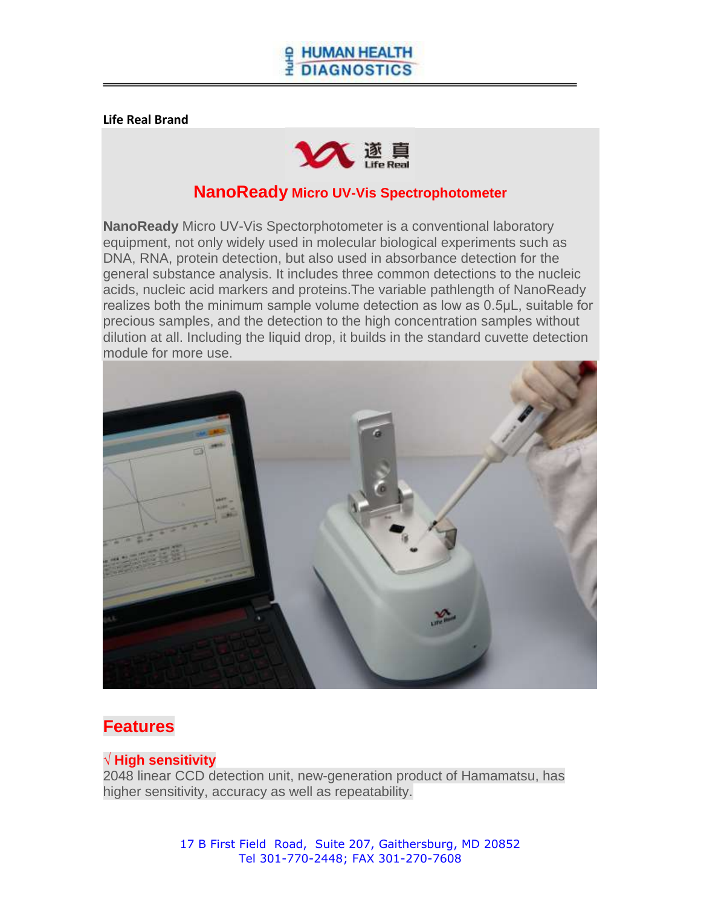**Life Real Brand**

## NanoReady Micro UV-Vis Spectrophotometer

**NanoReady** Micro UV-Vis Spectorphotometer is a conventional laboratory equipment, not only widely used in molecular biological experiments such as DNA, RNA, protein detection, but also used in absorbance detection for the general substance analysis. It includes three common detections to the nucleic acids, nucleic acid markers and proteins.The variable pathlength of NanoReady realizes both the minimum sample volume detection as low as 0.5μL, suitable for precious samples, and the detection to the high concentration samples without dilution at all. Including the liquid drop, it builds in the standard cuvette detection module for more use.

## Features

### √ High sensitivity

2048 linear CCD detection unit, new-generation product of Hamamatsu, has higher sensitivity, accuracy as well as repeatability.

17 B First Field Road, Suite 207, Gaithersburg, MD 20852
Tel 301-770-2448; FAX 301-270-7608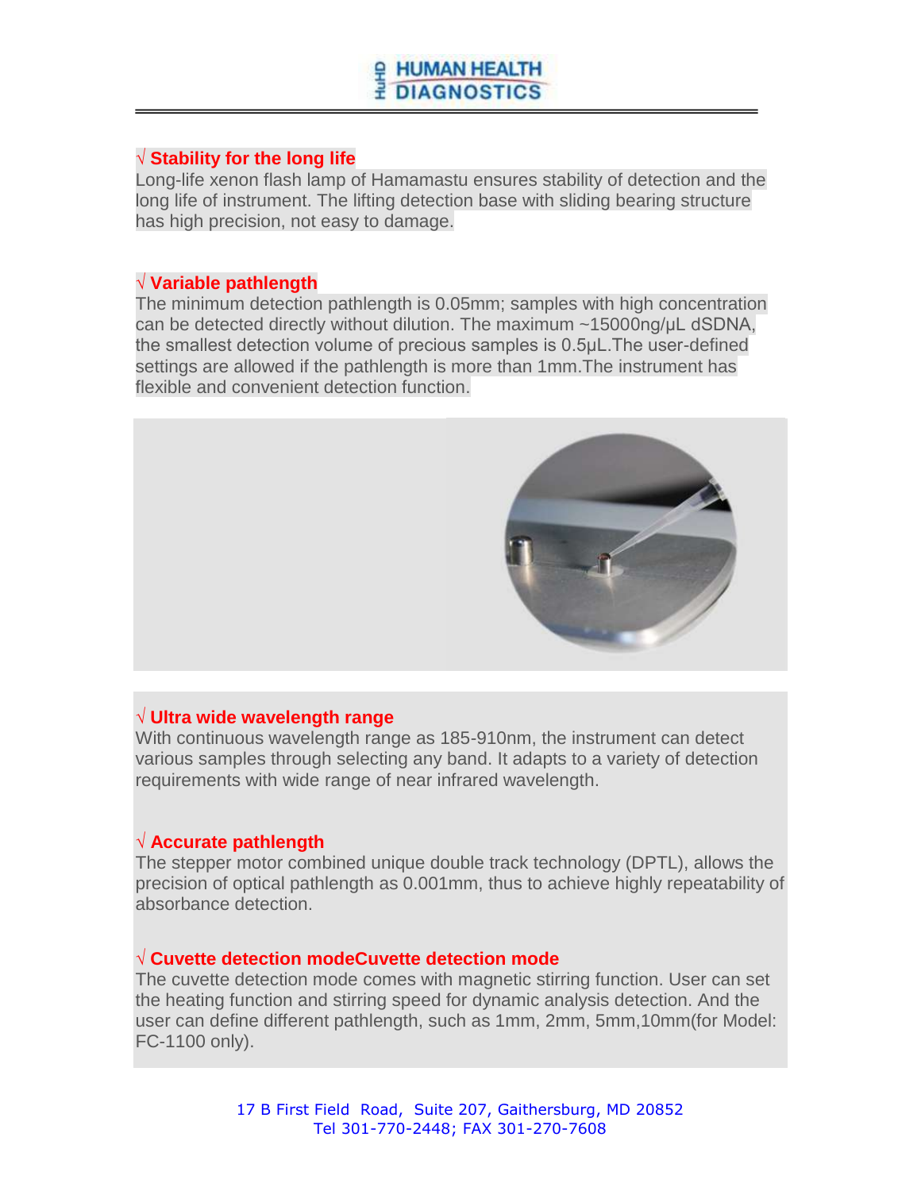## √ Stability for the long life

Long-life xenon flash lamp of Hamamastu ensures stability of detection and the long life of instrument. The lifting detection base with sliding bearing structure has high precision, not easy to damage.

## √ Variable pathlength

The minimum detection pathlength is 0.05mm; samples with high concentration can be detected directly without dilution. The maximum ~15000ng/μL dSDNA, the smallest detection volume of precious samples is 0.5μL.The user-defined settings are allowed if the pathlength is more than 1mm.The instrument has flexible and convenient detection function.

## √ Ultra wide wavelength range

With continuous wavelength range as 185-910nm, the instrument can detect various samples through selecting any band. It adapts to a variety of detection requirements with wide range of near infrared wavelength.

## √ Accurate pathlength

The stepper motor combined unique double track technology (DPTL), allows the precision of optical pathlength as 0.001mm, thus to achieve highly repeatability of absorbance detection.

## √ Cuvette detection modeCuvette detection mode

The cuvette detection mode comes with magnetic stirring function. User can set the heating function and stirring speed for dynamic analysis detection. And the user can define different pathlength, such as 1mm, 2mm, 5mm,10mm(for Model: FC-1100 only).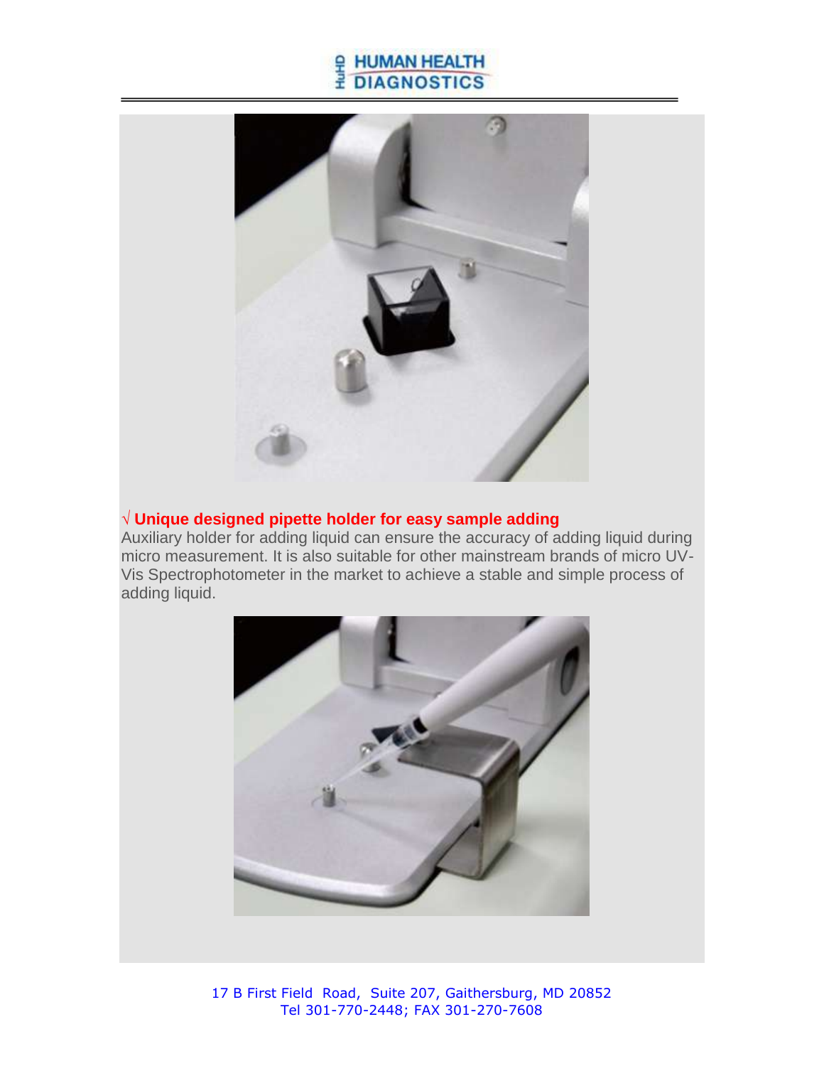### √ Unique designed pipette holder for easy sample adding

Auxiliary holder for adding liquid can ensure the accuracy of adding liquid during micro measurement. It is also suitable for other mainstream brands of micro UV-Vis Spectrophotometer in the market to achieve a stable and simple process of adding liquid.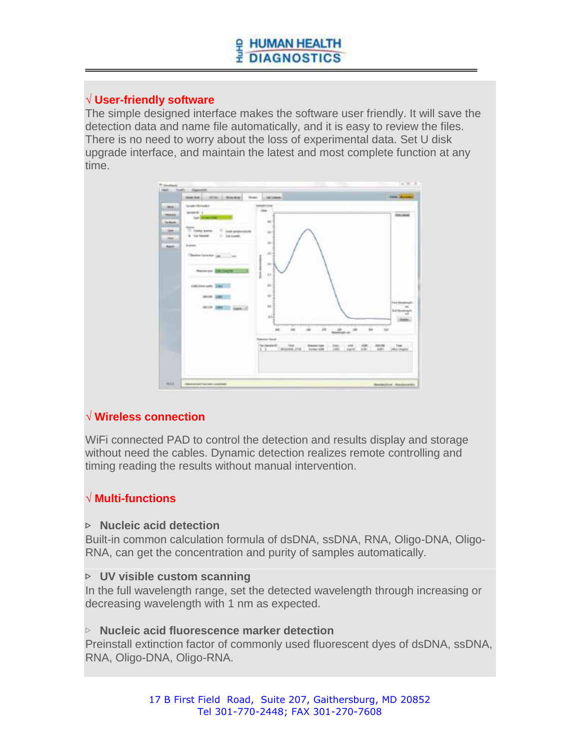**√ User-friendly software**

The simple designed interface makes the software user friendly. It will save the detection data and name file automatically, and it is easy to review the files. There is no need to worry about the loss of experimental data. Set U disk upgrade interface, and maintain the latest and most complete function at any time.

**√ Wireless connection**

WiFi connected PAD to control the detection and results display and storage without need the cables. Dynamic detection realizes remote controlling and timing reading the results without manual intervention.

**√ Multi-functions**

▹ **Nucleic acid detection**

Built-in common calculation formula of dsDNA, ssDNA, RNA, Oligo-DNA, Oligo-RNA, can get the concentration and purity of samples automatically.

▹ **UV visible custom scanning**

In the full wavelength range, set the detected wavelength through increasing or decreasing wavelength with 1 nm as expected.

▹ **Nucleic acid fluorescence marker detection**

Preinstall extinction factor of commonly used fluorescent dyes of dsDNA, ssDNA, RNA, Oligo-DNA, Oligo-RNA.

17 B First Field Road, Suite 207, Gaithersburg, MD 20852
Tel 301-770-2448; FAX 301-270-7608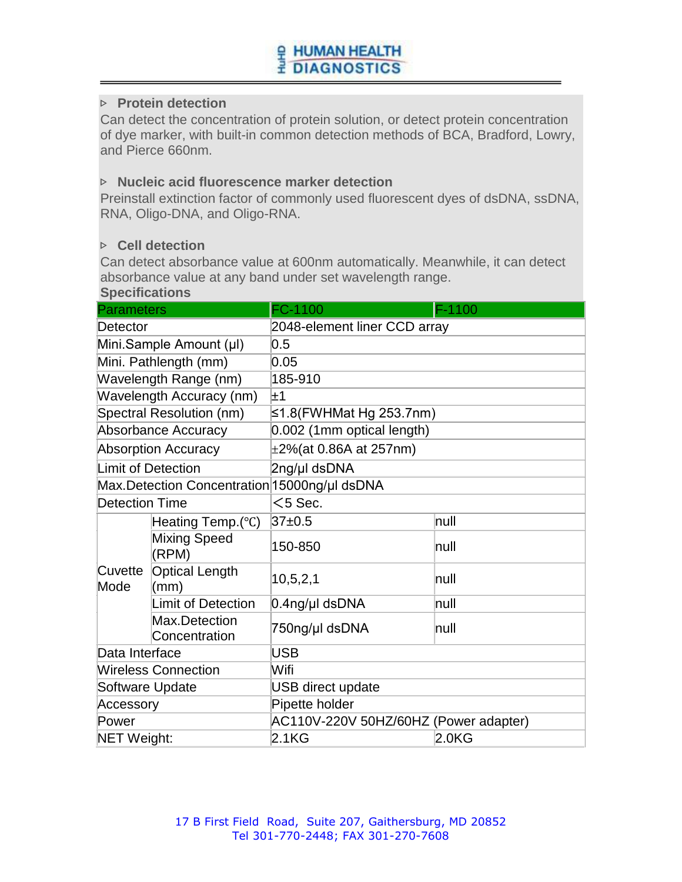▹ **Protein detection**

Can detect the concentration of protein solution, or detect protein concentration of dye marker, with built-in common detection methods of BCA, Bradford, Lowry, and Pierce 660nm.

▹ **Nucleic acid fluorescence marker detection**

Preinstall extinction factor of commonly used fluorescent dyes of dsDNA, ssDNA, RNA, Oligo-DNA, and Oligo-RNA.

▹ **Cell detection**

Can detect absorbance value at 600nm automatically. Meanwhile, it can detect absorbance value at any band under set wavelength range.

**Specifications**

| Parameters | | FC-1100 | F-1100 |
|---|---|---|---|
| Detector | | 2048-element liner CCD array | |
| Mini.Sample Amount (µl) | | 0.5 | |
| Mini. Pathlength (mm) | | 0.05 | |
| Wavelength Range (nm) | | 185-910 | |
| Wavelength Accuracy (nm) | | ±1 | |
| Spectral Resolution (nm) | | ≤1.8(FWHMat Hg 253.7nm) | |
| Absorbance Accuracy | | 0.002 (1mm optical length) | |
| Absorption Accuracy | | ±2%(at 0.86A at 257nm) | |
| Limit of Detection | | 2ng/µl dsDNA | |
| Max.Detection Concentration | | 15000ng/µl dsDNA | |
| Detection Time | | <5 Sec. | |
| Cuvette Mode | Heating Temp.(℃) | 37±0.5 | null |
| | Mixing Speed (RPM) | 150-850 | null |
| | Optical Length (mm) | 10,5,2,1 | null |
| | Limit of Detection | 0.4ng/µl dsDNA | null |
| | Max.Detection Concentration | 750ng/µl dsDNA | null |
| Data Interface | | USB | |
| Wireless Connection | | Wifi | |
| Software Update | | USB direct update | |
| Accessory | | Pipette holder | |
| Power | | AC110V-220V 50HZ/60HZ (Power adapter) | |
| NET Weight: | | 2.1KG | 2.0KG |